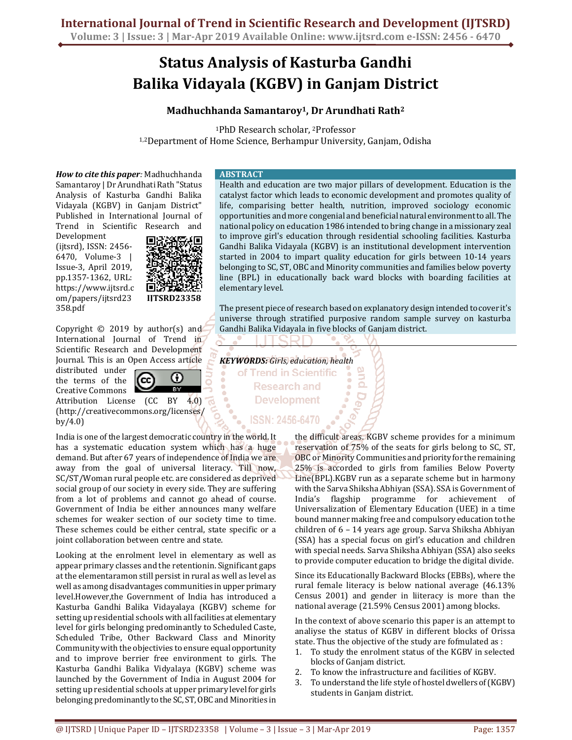// Status Analysis of Kasturba Gandhi Balika Vidayala (KGBV) in Ganjam District

# Status Analysis of Kasturba Gandhi Balika Vidayala (KGBV) in Ganjam District

**Madhuchhanda Samantaroy[1], Dr Arundhati Rath[2]**

[1]PhD Research scholar, [2]Professor

[1,2]Department of Home Science, Berhampur University, Ganjam, Odisha

***How to cite this paper:*** Madhuchhanda Samantaroy | Dr Arundhati Rath "Status Analysis of Kasturba Gandhi Balika Vidayala (KGBV) in Ganjam District" Published in International Journal of Trend in Scientific Research and Development (ijtsrd), ISSN: 2456-6470, Volume-3 | Issue-3, April 2019, pp.1357-1362, URL: https://www.ijtsrd.com/papers/ijtsrd23358.pdf

**IJTSRD23358**

Copyright © 2019 by author(s) and International Journal of Trend in Scientific Research and Development Journal. This is an Open Access article distributed under the terms of the Creative Commons Attribution License (CC BY 4.0) (http://creativecommons.org/licenses/by/4.0)

## ABSTRACT

Health and education are two major pillars of development. Education is the catalyst factor which leads to economic development and promotes quality of life, comparising better health, nutrition, improved sociology economic opportunities and more congenial and beneficial natural environment to all. The national policy on education 1986 intended to bring change in a missionary zeal to improve girl's education through residential schooling facilities. Kasturba Gandhi Balika Vidayala (KGBV) is an institutional development intervention started in 2004 to impart quality education for girls between 10-14 years belonging to SC, ST, OBC and Minority communities and families below poverty line (BPL) in educationally back ward blocks with boarding facilities at elementary level.

The present piece of research based on explanatory design intended to cover it's universe through stratified purposive random sample survey on kasturba Gandhi Balika Vidayala in five blocks of Ganjam district.

***KEYWORDS:*** *Girls, education, health*

India is one of the largest democratic country in the world. It has a systematic education system which has a huge demand. But after 67 years of independence of India we are away from the goal of universal literacy. Till now, SC/ST/Woman rural people etc. are considered as deprived social group of our society in every side. They are suffering from a lot of problems and cannot go ahead of course. Government of India be either announces many welfare schemes for weaker section of our society time to time. These schemes could be either central, state specific or a joint collaboration between centre and state.

Looking at the enrolment level in elementary as well as appear primary classes and the retentionin. Significant gaps at the elementaramon still persist in rural as well as level as well as among disadvantages communities in upper primary level.However,the Government of India has introduced a Kasturba Gandhi Balika Vidayalaya (KGBV) scheme for setting up residential schools with all facilities at elementary level for girls belonging predominantly to Scheduled Caste, Scheduled Tribe, Other Backward Class and Minority Community with the objectivies to ensure equal opportunity and to improve berrier free environment to girls. The Kasturba Gandhi Balika Vidyalaya (KGBV) scheme was launched by the Government of India in August 2004 for setting up residential schools at upper primary level for girls belonging predominantly to the SC, ST, OBC and Minorities in the difficult areas. KGBV scheme provides for a minimum reservation of 75% of the seats for girls belong to SC, ST, OBC or Minority Communities and priority for the remaining 25% is accorded to girls from families Below Poverty Line(BPL).KGBV run as a separate scheme but in harmony with the Sarva Shiksha Abhiyan (SSA). SSA is Government of India's flagship programme for achievement of Universalization of Elementary Education (UEE) in a time bound manner making free and compulsory education to the children of 6 – 14 years age group. Sarva Shiksha Abhiyan (SSA) has a special focus on girl's education and children with special needs. Sarva Shiksha Abhiyan (SSA) also seeks to provide computer education to bridge the digital divide.

Since its Educationally Backward Blocks (EBBs), where the rural female literacy is below national average (46.13% Census 2001) and gender in liiteracy is more than the national average (21.59% Census 2001) among blocks.

In the context of above scenario this paper is an attempt to analiyse the status of KGBV in different blocks of Orissa state. Thus the objective of the study are fofmulated as :

1. To study the enrolment status of the KGBV in selected blocks of Ganjam district.
2. To know the infrastructure and facilities of KGBV.
3. To understand the life style of hostel dwellers of (KGBV) students in Ganjam district.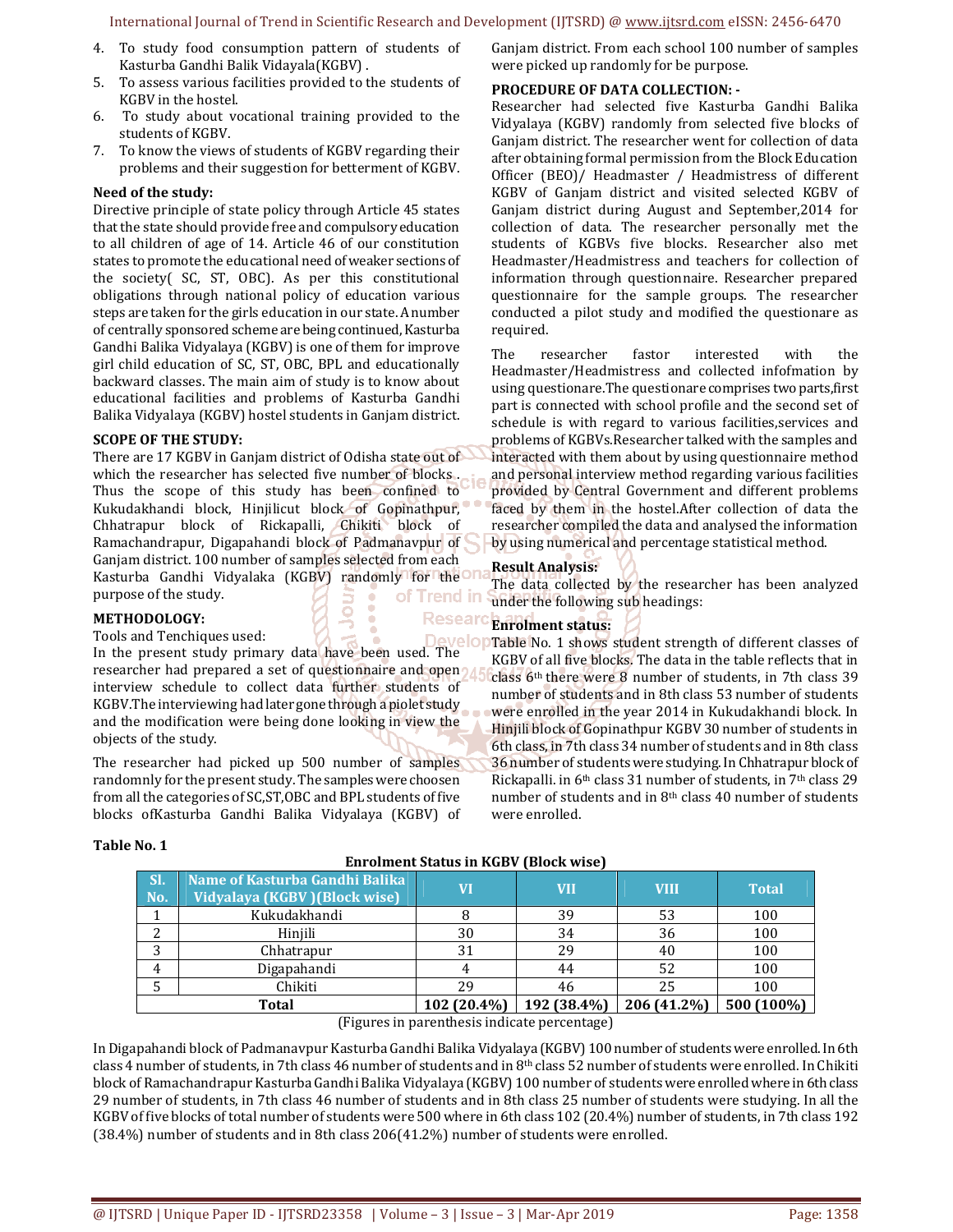4. To study food consumption pattern of students of Kasturba Gandhi Balik Vidayala(KGBV) .
5. To assess various facilities provided to the students of KGBV in the hostel.
6. To study about vocational training provided to the students of KGBV.
7. To know the views of students of KGBV regarding their problems and their suggestion for betterment of KGBV.

**Need of the study:**

Directive principle of state policy through Article 45 states that the state should provide free and compulsory education to all children of age of 14. Article 46 of our constitution states to promote the educational need of weaker sections of the society( SC, ST, OBC). As per this constitutional obligations through national policy of education various steps are taken for the girls education in our state. A number of centrally sponsored scheme are being continued, Kasturba Gandhi Balika Vidyalaya (KGBV) is one of them for improve girl child education of SC, ST, OBC, BPL and educationally backward classes. The main aim of study is to know about educational facilities and problems of Kasturba Gandhi Balika Vidyalaya (KGBV) hostel students in Ganjam district.

**SCOPE OF THE STUDY:**

There are 17 KGBV in Ganjam district of Odisha state out of which the researcher has selected five number of blocks . Thus the scope of this study has been confined to Kukudakhandi block, Hinjilicut block of Gopinathpur, Chhatrapur block of Rickapalli, Chikiti block of Ramachandrapur, Digapahandi block of Padmanavpur of Ganjam district. 100 number of samples selected from each Kasturba Gandhi Vidyalaka (KGBV) randomly for the purpose of the study.

**METHODOLOGY:**

Tools and Tenchiques used:

In the present study primary data have been used. The researcher had prepared a set of questionnaire and open interview schedule to collect data further students of KGBV.The interviewing had later gone through a piolet study and the modification were being done looking in view the objects of the study.

The researcher had picked up 500 number of samples randomnly for the present study. The samples were choosen from all the categories of SC,ST,OBC and BPL students of five blocks ofKasturba Gandhi Balika Vidyalaya (KGBV) of Ganjam district. From each school 100 number of samples were picked up randomly for be purpose.

**PROCEDURE OF DATA COLLECTION: -**

Researcher had selected five Kasturba Gandhi Balika Vidyalaya (KGBV) randomly from selected five blocks of Ganjam district. The researcher went for collection of data after obtaining formal permission from the Block Education Officer (BEO)/ Headmaster / Headmistress of different KGBV of Ganjam district and visited selected KGBV of Ganjam district during August and September,2014 for collection of data. The researcher personally met the students of KGBVs five blocks. Researcher also met Headmaster/Headmistress and teachers for collection of information through questionnaire. Researcher prepared questionnaire for the sample groups. The researcher conducted a pilot study and modified the questionare as required.

The researcher fastor interested with the Headmaster/Headmistress and collected infofmation by using questionare.The questionare comprises two parts,first part is connected with school profile and the second set of schedule is with regard to various facilities,services and problems of KGBVs.Researcher talked with the samples and interacted with them about by using questionnaire method and personal interview method regarding various facilities provided by Central Government and different problems faced by them in the hostel.After collection of data the researcher compiled the data and analysed the information by using numerical and percentage statistical method.

**Result Analysis:**

The data collected by the researcher has been analyzed under the following sub headings:

**Enrolment status:**

Table No. 1 shows student strength of different classes of KGBV of all five blocks. The data in the table reflects that in class 6th there were 8 number of students, in 7th class 39 number of students and in 8th class 53 number of students were enrolled in the year 2014 in Kukudakhandi block. In Hinjili block of Gopinathpur KGBV 30 number of students in 6th class, in 7th class 34 number of students and in 8th class 36 number of students were studying. In Chhatrapur block of Rickapalli. in 6th class 31 number of students, in 7th class 29 number of students and in 8th class 40 number of students were enrolled.

**Table No. 1**

**Enrolment Status in KGBV (Block wise)**

| Sl. No. | Name of Kasturba Gandhi Balika Vidyalaya (KGBV )(Block wise) | VI | VII | VIII | Total |
|---|---|---|---|---|---|
| 1 | Kukudakhandi | 8 | 39 | 53 | 100 |
| 2 | Hinjili | 30 | 34 | 36 | 100 |
| 3 | Chhatrapur | 31 | 29 | 40 | 100 |
| 4 | Digapahandi | 4 | 44 | 52 | 100 |
| 5 | Chikiti | 29 | 46 | 25 | 100 |
| **Total** | | **102 (20.4%)** | **192 (38.4%)** | **206 (41.2%)** | **500 (100%)** |

(Figures in parenthesis indicate percentage)

In Digapahandi block of Padmanavpur Kasturba Gandhi Balika Vidyalaya (KGBV) 100 number of students were enrolled. In 6th class 4 number of students, in 7th class 46 number of students and in 8th class 52 number of students were enrolled. In Chikiti block of Ramachandrapur Kasturba Gandhi Balika Vidyalaya (KGBV) 100 number of students were enrolled where in 6th class 29 number of students, in 7th class 46 number of students and in 8th class 25 number of students were studying. In all the KGBV of five blocks of total number of students were 500 where in 6th class 102 (20.4%) number of students, in 7th class 192 (38.4%) number of students and in 8th class 206(41.2%) number of students were enrolled.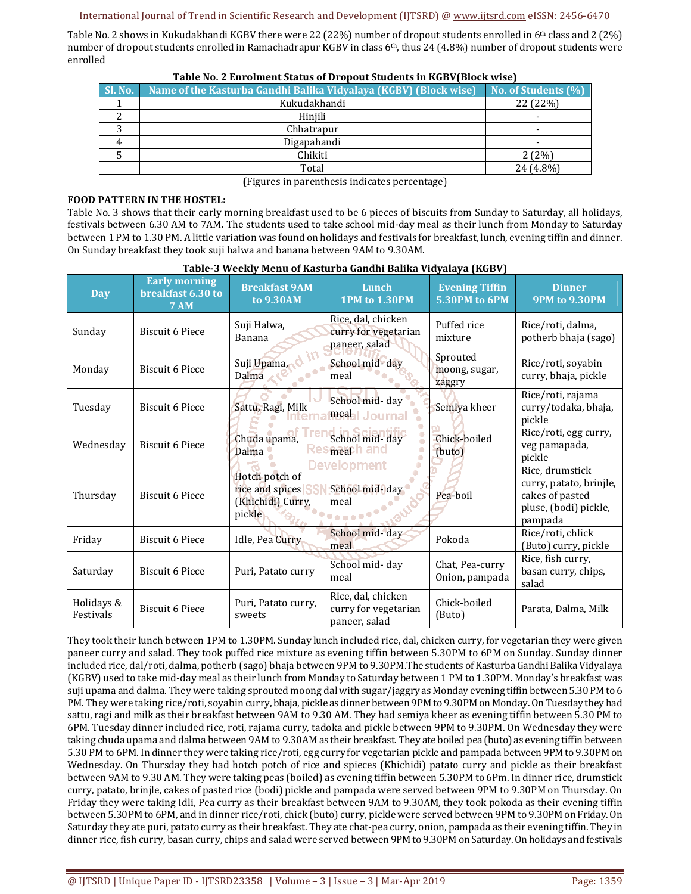Table No. 2 shows in Kukudakhandi KGBV there were 22 (22%) number of dropout students enrolled in 6th class and 2 (2%) number of dropout students enrolled in Ramachadrapur KGBV in class 6th, thus 24 (4.8%) number of dropout students were enrolled

**Table No. 2 Enrolment Status of Dropout Students in KGBV(Block wise)**

| Sl. No. | Name of the Kasturba Gandhi Balika Vidyalaya (KGBV) (Block wise) | No. of Students (%) |
|---|---|---|
| 1 | Kukudakhandi | 22 (22%) |
| 2 | Hinjili | - |
| 3 | Chhatrapur | - |
| 4 | Digapahandi | - |
| 5 | Chikiti | 2 (2%) |
| | Total | 24 (4.8%) |

**(**Figures in parenthesis indicates percentage)

**FOOD PATTERN IN THE HOSTEL:**

Table No. 3 shows that their early morning breakfast used to be 6 pieces of biscuits from Sunday to Saturday, all holidays, festivals between 6.30 AM to 7AM. The students used to take school mid-day meal as their lunch from Monday to Saturday between 1 PM to 1.30 PM. A little variation was found on holidays and festivals for breakfast, lunch, evening tiffin and dinner. On Sunday breakfast they took suji halwa and banana between 9AM to 9.30AM.

**Table-3 Weekly Menu of Kasturba Gandhi Balika Vidyalaya (KGBV)**

| Day | Early morning breakfast 6.30 to 7 AM | Breakfast 9AM to 9.30AM | Lunch 1PM to 1.30PM | Evening Tiffin 5.30PM to 6PM | Dinner 9PM to 9.30PM |
|---|---|---|---|---|---|
| Sunday | Biscuit 6 Piece | Suji Halwa, Banana | Rice, dal, chicken curry for vegetarian paneer, salad | Puffed rice mixture | Rice/roti, dalma, potherb bhaja (sago) |
| Monday | Biscuit 6 Piece | Suji Upama, Dalma | School mid- day meal | Sprouted moong, sugar, zaggry | Rice/roti, soyabin curry, bhaja, pickle |
| Tuesday | Biscuit 6 Piece | Sattu, Ragi, Milk | School mid- day meal | Semiya kheer | Rice/roti, rajama curry/todaka, bhaja, pickle |
| Wednesday | Biscuit 6 Piece | Chuda upama, Dalma | School mid- day meal | Chick-boiled (buto) | Rice/roti, egg curry, veg pamapada, pickle |
| Thursday | Biscuit 6 Piece | Hotch potch of rice and spices (Khichidi) Curry, pickle | School mid- day meal | Pea-boil | Rice, drumstick curry, patato, brinjle, cakes of pasted pluse, (bodi) pickle, pampada |
| Friday | Biscuit 6 Piece | Idle, Pea Curry | School mid- day meal | Pokoda | Rice/roti, chlick (Buto) curry, pickle |
| Saturday | Biscuit 6 Piece | Puri, Patato curry | School mid- day meal | Chat, Pea-curry Onion, pampada | Rice, fish curry, basan curry, chips, salad |
| Holidays & Festivals | Biscuit 6 Piece | Puri, Patato curry, sweets | Rice, dal, chicken curry for vegetarian paneer, salad | Chick-boiled (Buto) | Parata, Dalma, Milk |

They took their lunch between 1PM to 1.30PM. Sunday lunch included rice, dal, chicken curry, for vegetarian they were given paneer curry and salad. They took puffed rice mixture as evening tiffin between 5.30PM to 6PM on Sunday. Sunday dinner included rice, dal/roti, dalma, potherb (sago) bhaja between 9PM to 9.30PM.The students of Kasturba Gandhi Balika Vidyalaya (KGBV) used to take mid-day meal as their lunch from Monday to Saturday between 1 PM to 1.30PM. Monday's breakfast was suji upama and dalma. They were taking sprouted moong dal with sugar/jaggry as Monday evening tiffin between 5.30 PM to 6 PM. They were taking rice/roti, soyabin curry, bhaja, pickle as dinner between 9PM to 9.30PM on Monday. On Tuesday they had sattu, ragi and milk as their breakfast between 9AM to 9.30 AM. They had semiya kheer as evening tiffin between 5.30 PM to 6PM. Tuesday dinner included rice, roti, rajama curry, tadoka and pickle between 9PM to 9.30PM. On Wednesday they were taking chuda upama and dalma between 9AM to 9.30AM as their breakfast. They ate boiled pea (buto) as evening tiffin between 5.30 PM to 6PM. In dinner they were taking rice/roti, egg curry for vegetarian pickle and pampada between 9PM to 9.30PM on Wednesday. On Thursday they had hotch potch of rice and spieces (Khichidi) patato curry and pickle as their breakfast between 9AM to 9.30 AM. They were taking peas (boiled) as evening tiffin between 5.30PM to 6Pm. In dinner rice, drumstick curry, patato, brinjle, cakes of pasted rice (bodi) pickle and pampada were served between 9PM to 9.30PM on Thursday. On Friday they were taking Idli, Pea curry as their breakfast between 9AM to 9.30AM, they took pokoda as their evening tiffin between 5.30PM to 6PM, and in dinner rice/roti, chick (buto) curry, pickle were served between 9PM to 9.30PM on Friday. On Saturday they ate puri, patato curry as their breakfast. They ate chat-pea curry, onion, pampada as their evening tiffin. They in dinner rice, fish curry, basan curry, chips and salad were served between 9PM to 9.30PM on Saturday. On holidays and festivals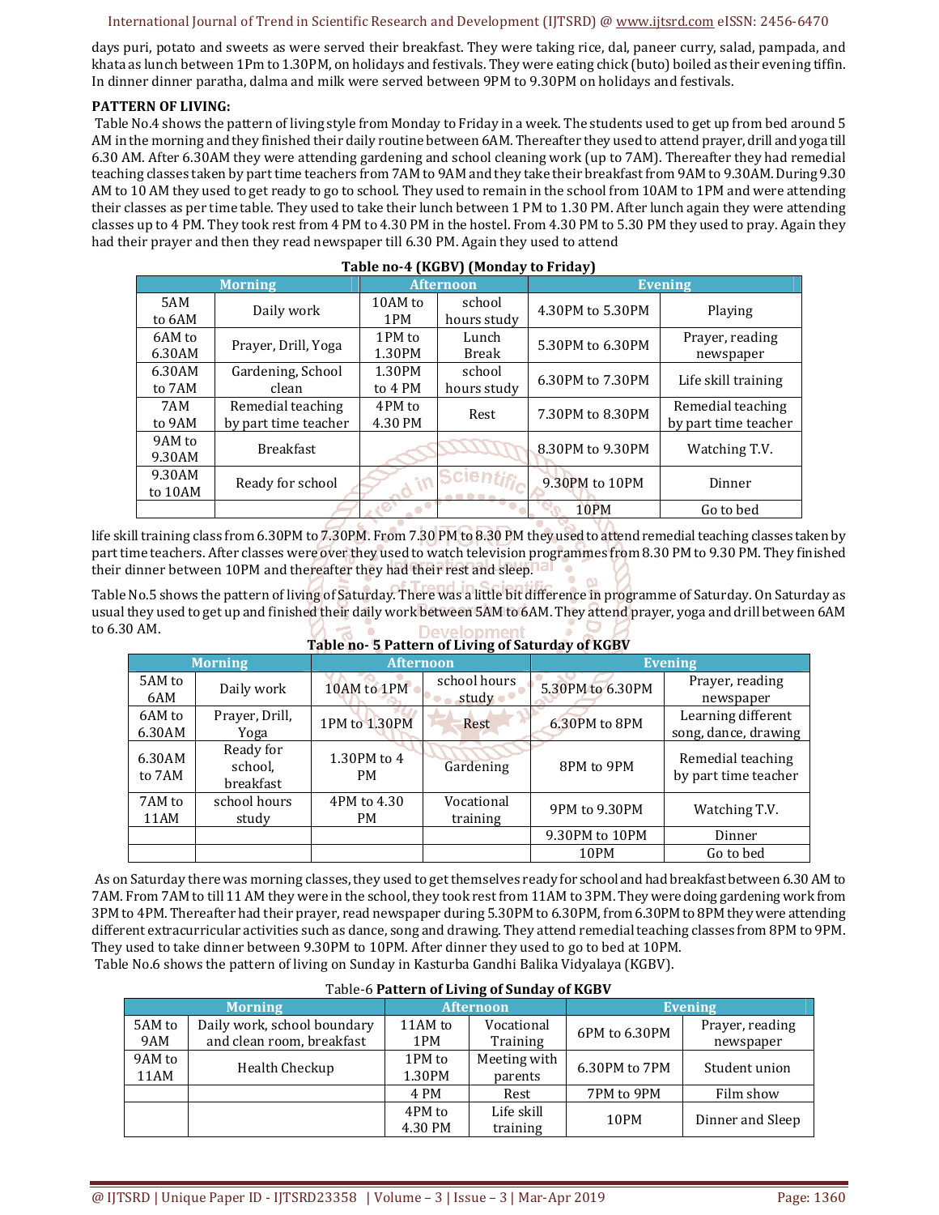days puri, potato and sweets as were served their breakfast. They were taking rice, dal, paneer curry, salad, pampada, and khata as lunch between 1Pm to 1.30PM, on holidays and festivals. They were eating chick (buto) boiled as their evening tiffin. In dinner dinner paratha, dalma and milk were served between 9PM to 9.30PM on holidays and festivals.

**PATTERN OF LIVING:**

Table No.4 shows the pattern of living style from Monday to Friday in a week. The students used to get up from bed around 5 AM in the morning and they finished their daily routine between 6AM. Thereafter they used to attend prayer, drill and yoga till 6.30 AM. After 6.30AM they were attending gardening and school cleaning work (up to 7AM). Thereafter they had remedial teaching classes taken by part time teachers from 7AM to 9AM and they take their breakfast from 9AM to 9.30AM. During 9.30 AM to 10 AM they used to get ready to go to school. They used to remain in the school from 10AM to 1PM and were attending their classes as per time table. They used to take their lunch between 1 PM to 1.30 PM. After lunch again they were attending classes up to 4 PM. They took rest from 4 PM to 4.30 PM in the hostel. From 4.30 PM to 5.30 PM they used to pray. Again they had their prayer and then they read newspaper till 6.30 PM. Again they used to attend

**Table no-4 (KGBV) (Monday to Friday)**

| Morning | | Afternoon | | Evening | |
|---|---|---|---|---|---|
| 5AM to 6AM | Daily work | 10AM to 1PM | school hours study | 4.30PM to 5.30PM | Playing |
| 6AM to 6.30AM | Prayer, Drill, Yoga | 1PM to 1.30PM | Lunch Break | 5.30PM to 6.30PM | Prayer, reading newspaper |
| 6.30AM to 7AM | Gardening, School clean | 1.30PM to 4 PM | school hours study | 6.30PM to 7.30PM | Life skill training |
| 7AM to 9AM | Remedial teaching by part time teacher | 4PM to 4.30 PM | Rest | 7.30PM to 8.30PM | Remedial teaching by part time teacher |
| 9AM to 9.30AM | Breakfast | | | 8.30PM to 9.30PM | Watching T.V. |
| 9.30AM to 10AM | Ready for school | | | 9.30PM to 10PM | Dinner |
| | | | | 10PM | Go to bed |

life skill training class from 6.30PM to 7.30PM. From 7.30 PM to 8.30 PM they used to attend remedial teaching classes taken by part time teachers. After classes were over they used to watch television programmes from 8.30 PM to 9.30 PM. They finished their dinner between 10PM and thereafter they had their rest and sleep.

Table No.5 shows the pattern of living of Saturday. There was a little bit difference in programme of Saturday. On Saturday as usual they used to get up and finished their daily work between 5AM to 6AM. They attend prayer, yoga and drill between 6AM to 6.30 AM.

**Table no- 5 Pattern of Living of Saturday of KGBV**

| Morning | | Afternoon | | Evening | |
|---|---|---|---|---|---|
| 5AM to 6AM | Daily work | 10AM to 1PM | school hours study | 5.30PM to 6.30PM | Prayer, reading newspaper |
| 6AM to 6.30AM | Prayer, Drill, Yoga | 1PM to 1.30PM | Rest | 6.30PM to 8PM | Learning different song, dance, drawing |
| 6.30AM to 7AM | Ready for school, breakfast | 1.30PM to 4 PM | Gardening | 8PM to 9PM | Remedial teaching by part time teacher |
| 7AM to 11AM | school hours study | 4PM to 4.30 PM | Vocational training | 9PM to 9.30PM | Watching T.V. |
| | | | | 9.30PM to 10PM | Dinner |
| | | | | 10PM | Go to bed |

As on Saturday there was morning classes, they used to get themselves ready for school and had breakfast between 6.30 AM to 7AM. From 7AM to till 11 AM they were in the school, they took rest from 11AM to 3PM. They were doing gardening work from 3PM to 4PM. Thereafter had their prayer, read newspaper during 5.30PM to 6.30PM, from 6.30PM to 8PM they were attending different extracurricular activities such as dance, song and drawing. They attend remedial teaching classes from 8PM to 9PM. They used to take dinner between 9.30PM to 10PM. After dinner they used to go to bed at 10PM.

Table No.6 shows the pattern of living on Sunday in Kasturba Gandhi Balika Vidyalaya (KGBV).

Table-6 **Pattern of Living of Sunday of KGBV**

| Morning | | Afternoon | | Evening | |
|---|---|---|---|---|---|
| 5AM to 9AM | Daily work, school boundary and clean room, breakfast | 11AM to 1PM | Vocational Training | 6PM to 6.30PM | Prayer, reading newspaper |
| 9AM to 11AM | Health Checkup | 1PM to 1.30PM | Meeting with parents | 6.30PM to 7PM | Student union |
| | | 4 PM | Rest | 7PM to 9PM | Film show |
| | | 4PM to 4.30 PM | Life skill training | 10PM | Dinner and Sleep |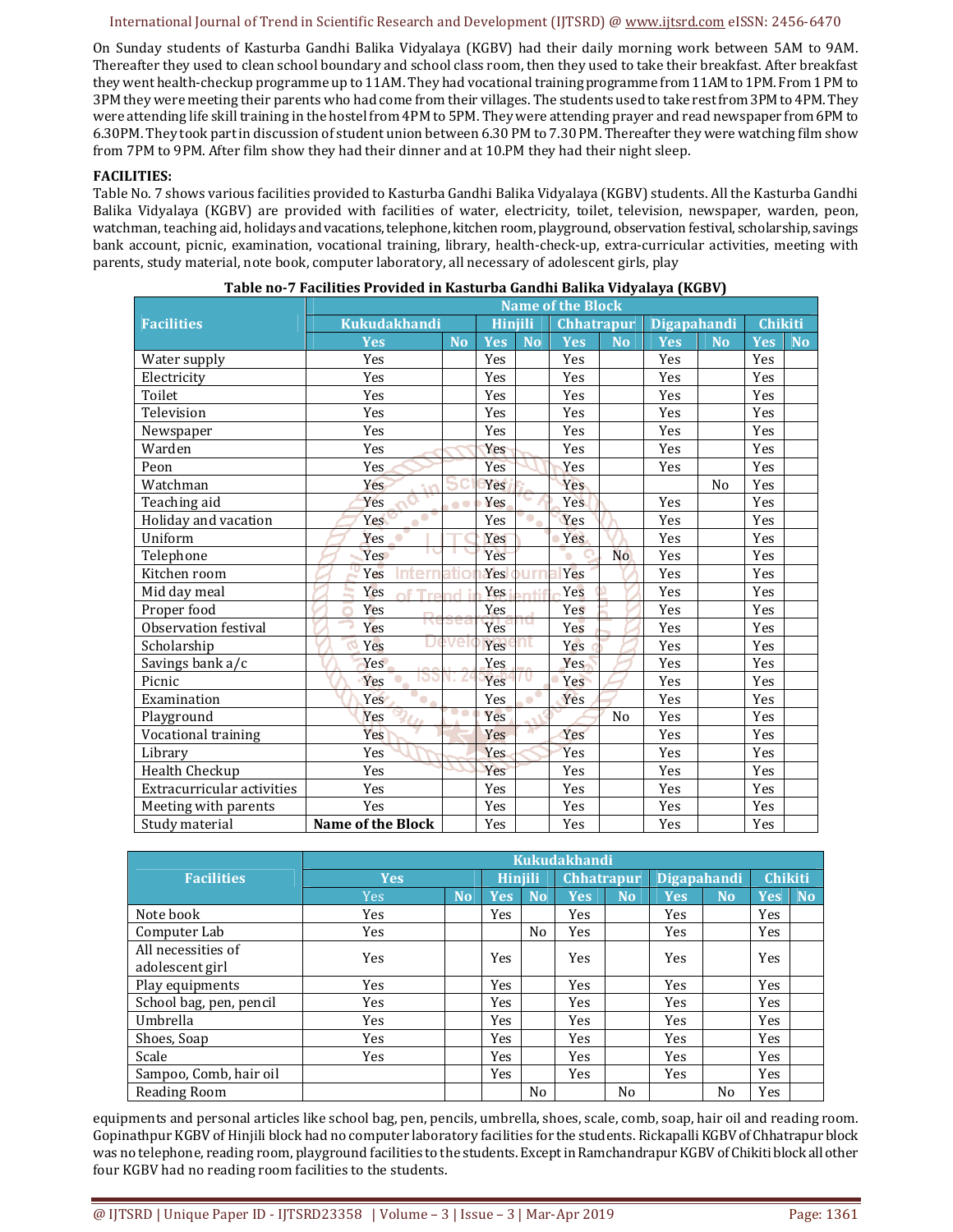On Sunday students of Kasturba Gandhi Balika Vidyalaya (KGBV) had their daily morning work between 5AM to 9AM. Thereafter they used to clean school boundary and school class room, then they used to take their breakfast. After breakfast they went health-checkup programme up to 11AM. They had vocational training programme from 11AM to 1PM. From 1 PM to 3PM they were meeting their parents who had come from their villages. The students used to take rest from 3PM to 4PM. They were attending life skill training in the hostel from 4PM to 5PM. They were attending prayer and read newspaper from 6PM to 6.30PM. They took part in discussion of student union between 6.30 PM to 7.30 PM. Thereafter they were watching film show from 7PM to 9PM. After film show they had their dinner and at 10.PM they had their night sleep.

**FACILITIES:**

Table No. 7 shows various facilities provided to Kasturba Gandhi Balika Vidyalaya (KGBV) students. All the Kasturba Gandhi Balika Vidyalaya (KGBV) are provided with facilities of water, electricity, toilet, television, newspaper, warden, peon, watchman, teaching aid, holidays and vacations, telephone, kitchen room, playground, observation festival, scholarship, savings bank account, picnic, examination, vocational training, library, health-check-up, extra-curricular activities, meeting with parents, study material, note book, computer laboratory, all necessary of adolescent girls, play

**Table no-7 Facilities Provided in Kasturba Gandhi Balika Vidyalaya (KGBV)**

| Facilities | Name of the Block | | | | | | | | | |
|---|---|---|---|---|---|---|---|---|---|---|
| | Kukudakhandi | | Hinjili | | Chhatrapur | | Digapahandi | | Chikiti | |
| | Yes | No | Yes | No | Yes | No | Yes | No | Yes | No |
| Water supply | Yes | | Yes | | Yes | | Yes | | Yes | |
| Electricity | Yes | | Yes | | Yes | | Yes | | Yes | |
| Toilet | Yes | | Yes | | Yes | | Yes | | Yes | |
| Television | Yes | | Yes | | Yes | | Yes | | Yes | |
| Newspaper | Yes | | Yes | | Yes | | Yes | | Yes | |
| Warden | Yes | | Yes | | Yes | | Yes | | Yes | |
| Peon | Yes | | Yes | | Yes | | Yes | | Yes | |
| Watchman | Yes | | Yes | | Yes | | | No | Yes | |
| Teaching aid | Yes | | Yes | | Yes | | Yes | | Yes | |
| Holiday and vacation | Yes | | Yes | | Yes | | Yes | | Yes | |
| Uniform | Yes | | Yes | | Yes | | Yes | | Yes | |
| Telephone | Yes | | Yes | | | No | Yes | | Yes | |
| Kitchen room | Yes | | Yes | | Yes | | Yes | | Yes | |
| Mid day meal | Yes | | Yes | | Yes | | Yes | | Yes | |
| Proper food | Yes | | Yes | | Yes | | Yes | | Yes | |
| Observation festival | Yes | | Yes | | Yes | | Yes | | Yes | |
| Scholarship | Yes | | Yes | | Yes | | Yes | | Yes | |
| Savings bank a/c | Yes | | Yes | | Yes | | Yes | | Yes | |
| Picnic | Yes | | Yes | | Yes | | Yes | | Yes | |
| Examination | Yes | | Yes | | Yes | | Yes | | Yes | |
| Playground | Yes | | Yes | | | No | Yes | | Yes | |
| Vocational training | Yes | | Yes | | Yes | | Yes | | Yes | |
| Library | Yes | | Yes | | Yes | | Yes | | Yes | |
| Health Checkup | Yes | | Yes | | Yes | | Yes | | Yes | |
| Extracurricular activities | Yes | | Yes | | Yes | | Yes | | Yes | |
| Meeting with parents | Yes | | Yes | | Yes | | Yes | | Yes | |
| Study material | **Name of the Block** | | Yes | | Yes | | Yes | | Yes | |

| Facilities | Kukudakhandi | | | | | | | | | |
|---|---|---|---|---|---|---|---|---|---|---|
| | Yes | | Hinjili | | Chhatrapur | | Digapahandi | | Chikiti | |
| | Yes | No | Yes | No | Yes | No | Yes | No | Yes | No |
| Note book | Yes | | Yes | | Yes | | Yes | | Yes | |
| Computer Lab | Yes | | | No | Yes | | Yes | | Yes | |
| All necessities of adolescent girl | Yes | | Yes | | Yes | | Yes | | Yes | |
| Play equipments | Yes | | Yes | | Yes | | Yes | | Yes | |
| School bag, pen, pencil | Yes | | Yes | | Yes | | Yes | | Yes | |
| Umbrella | Yes | | Yes | | Yes | | Yes | | Yes | |
| Shoes, Soap | Yes | | Yes | | Yes | | Yes | | Yes | |
| Scale | Yes | | Yes | | Yes | | Yes | | Yes | |
| Sampoo, Comb, hair oil | | | Yes | | Yes | | Yes | | Yes | |
| Reading Room | | | | No | | No | | No | Yes | |

equipments and personal articles like school bag, pen, pencils, umbrella, shoes, scale, comb, soap, hair oil and reading room. Gopinathpur KGBV of Hinjili block had no computer laboratory facilities for the students. Rickapalli KGBV of Chhatrapur block was no telephone, reading room, playground facilities to the students. Except in Ramchandrapur KGBV of Chikiti block all other four KGBV had no reading room facilities to the students.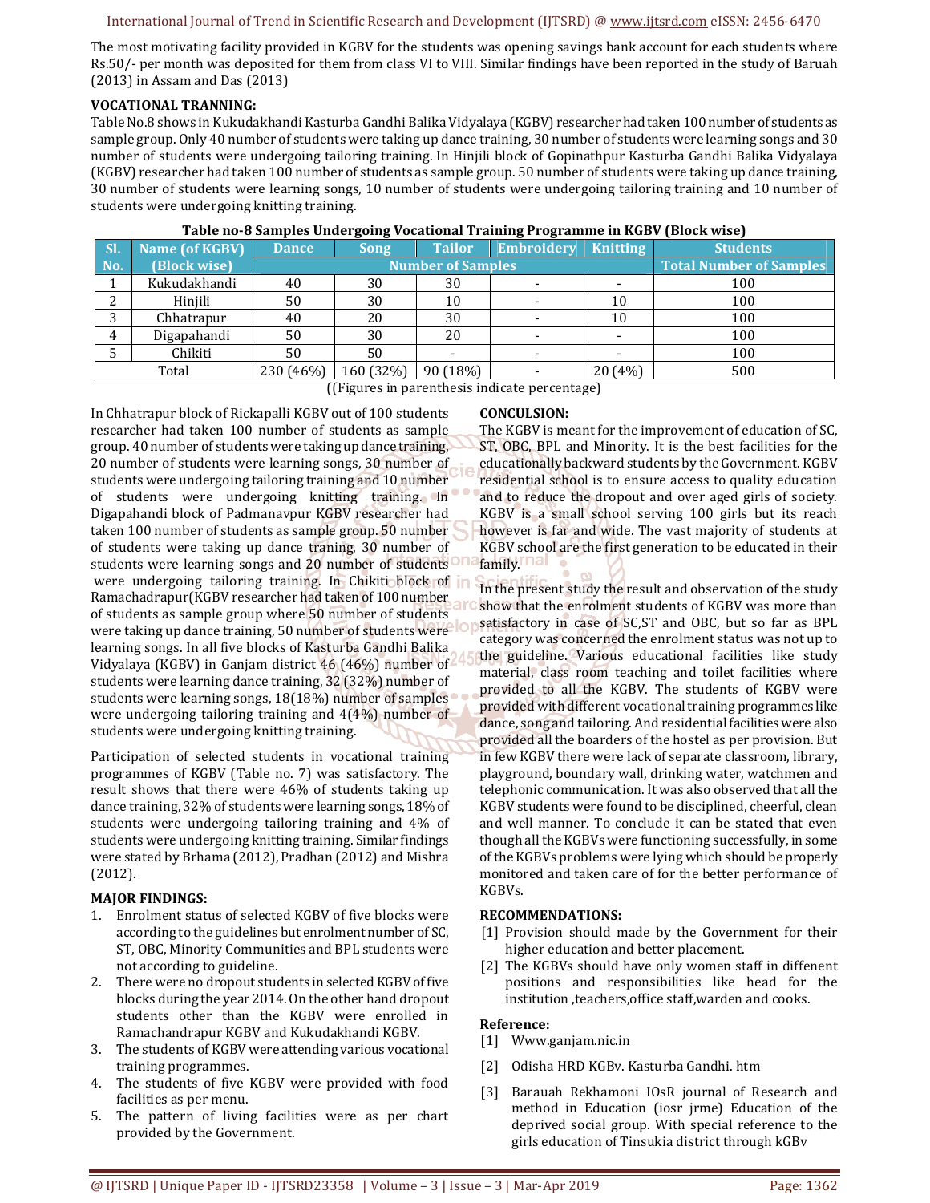The most motivating facility provided in KGBV for the students was opening savings bank account for each students where Rs.50/- per month was deposited for them from class VI to VIII. Similar findings have been reported in the study of Baruah (2013) in Assam and Das (2013)

**VOCATIONAL TRANNING:**

Table No.8 shows in Kukudakhandi Kasturba Gandhi Balika Vidyalaya (KGBV) researcher had taken 100 number of students as sample group. Only 40 number of students were taking up dance training, 30 number of students were learning songs and 30 number of students were undergoing tailoring training. In Hinjili block of Gopinathpur Kasturba Gandhi Balika Vidyalaya (KGBV) researcher had taken 100 number of students as sample group. 50 number of students were taking up dance training, 30 number of students were learning songs, 10 number of students were undergoing tailoring training and 10 number of students were undergoing knitting training.

**Table no-8 Samples Undergoing Vocational Training Programme in KGBV (Block wise)**

| Sl. No. | Name (of KGBV) (Block wise) | Dance | Song | Tailor | Embroidery | Knitting | Students |
|---|---|---|---|---|---|---|---|
| | | Number of Samples | | | | | Total Number of Samples |
| 1 | Kukudakhandi | 40 | 30 | 30 | - | - | 100 |
| 2 | Hinjili | 50 | 30 | 10 | - | 10 | 100 |
| 3 | Chhatrapur | 40 | 20 | 30 | - | 10 | 100 |
| 4 | Digapahandi | 50 | 30 | 20 | - | - | 100 |
| 5 | Chikiti | 50 | 50 | - | - | - | 100 |
| Total | | 230 (46%) | 160 (32%) | 90 (18%) | - | 20 (4%) | 500 |

((Figures in parenthesis indicate percentage)

In Chhatrapur block of Rickapalli KGBV out of 100 students researcher had taken 100 number of students as sample group. 40 number of students were taking up dance training, 20 number of students were learning songs, 30 number of students were undergoing tailoring training and 10 number of students were undergoing knitting training. In Digapahandi block of Padmanavpur KGBV researcher had taken 100 number of students as sample group. 50 number of students were taking up dance traning, 30 number of students were learning songs and 20 number of students were undergoing tailoring training. In Chikiti block of Ramachadrapur(KGBV researcher had taken of 100 number of students as sample group where 50 number of students were taking up dance training, 50 number of students were learning songs. In all five blocks of Kasturba Gandhi Balika Vidyalaya (KGBV) in Ganjam district 46 (46%) number of students were learning dance training, 32 (32%) number of students were learning songs, 18(18%) number of samples were undergoing tailoring training and 4(4%) number of students were undergoing knitting training.

Participation of selected students in vocational training programmes of KGBV (Table no. 7) was satisfactory. The result shows that there were 46% of students taking up dance training, 32% of students were learning songs, 18% of students were undergoing tailoring training and 4% of students were undergoing knitting training. Similar findings were stated by Brhama (2012), Pradhan (2012) and Mishra (2012).

**MAJOR FINDINGS:**

1. Enrolment status of selected KGBV of five blocks were according to the guidelines but enrolment number of SC, ST, OBC, Minority Communities and BPL students were not according to guideline.
2. There were no dropout students in selected KGBV of five blocks during the year 2014. On the other hand dropout students other than the KGBV were enrolled in Ramachandrapur KGBV and Kukudakhandi KGBV.
3. The students of KGBV were attending various vocational training programmes.
4. The students of five KGBV were provided with food facilities as per menu.
5. The pattern of living facilities were as per chart provided by the Government.

**CONCULSION:**

The KGBV is meant for the improvement of education of SC, ST, OBC, BPL and Minority. It is the best facilities for the educationally backward students by the Government. KGBV residential school is to ensure access to quality education and to reduce the dropout and over aged girls of society. KGBV is a small school serving 100 girls but its reach however is far and wide. The vast majority of students at KGBV school are the first generation to be educated in their family.

In the present study the result and observation of the study show that the enrolment students of KGBV was more than satisfactory in case of SC,ST and OBC, but so far as BPL category was concerned the enrolment status was not up to the guideline. Various educational facilities like study material, class room teaching and toilet facilities where provided to all the KGBV. The students of KGBV were provided with different vocational training programmes like dance, song and tailoring. And residential facilities were also provided all the boarders of the hostel as per provision. But in few KGBV there were lack of separate classroom, library, playground, boundary wall, drinking water, watchmen and telephonic communication. It was also observed that all the KGBV students were found to be disciplined, cheerful, clean and well manner. To conclude it can be stated that even though all the KGBVs were functioning successfully, in some of the KGBVs problems were lying which should be properly monitored and taken care of for the better performance of KGBVs.

**RECOMMENDATIONS:**

[1] Provision should made by the Government for their higher education and better placement.

[2] The KGBVs should have only women staff in diffenent positions and responsibilities like head for the institution ,teachers,office staff,warden and cooks.

**Reference:**

[1] Www.ganjam.nic.in

[2] Odisha HRD KGBv. Kasturba Gandhi. htm

[3] Barauah Rekhamoni IOsR journal of Research and method in Education (iosr jrme) Education of the deprived social group. With special reference to the girls education of Tinsukia district through kGBv